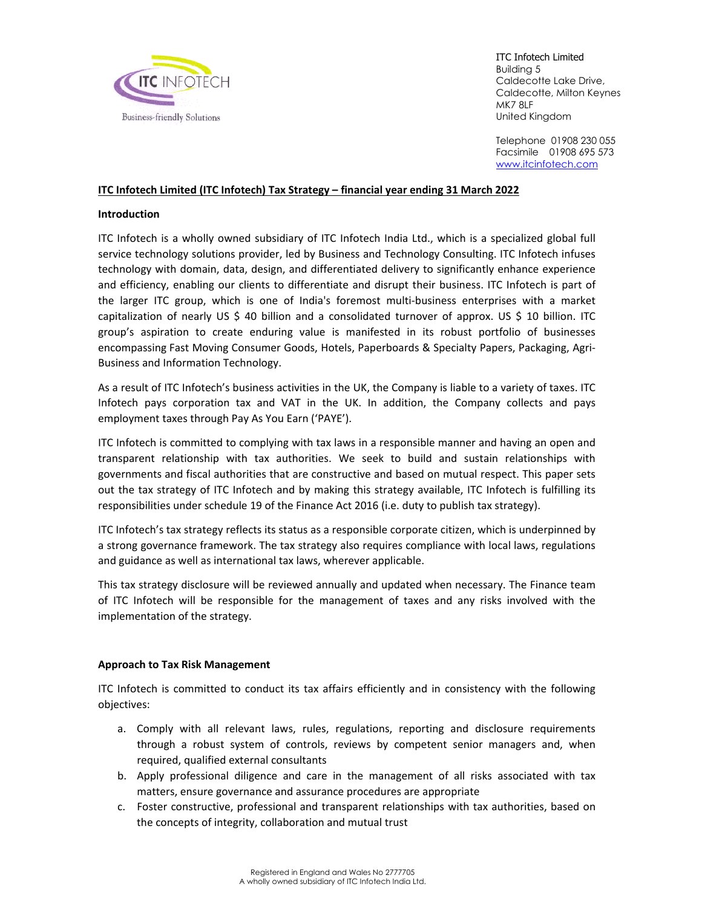ITC Infotech Limited
Building 5
Caldecotte Lake Drive,
Caldecotte, Milton Keynes
MK7 8LF
United Kingdom

Telephone 01908 230 055
Facsimile 01908 695 573
www.itcinfotech.com

## ITC Infotech Limited (ITC Infotech) Tax Strategy – financial year ending 31 March 2022

### Introduction

ITC Infotech is a wholly owned subsidiary of ITC Infotech India Ltd., which is a specialized global full service technology solutions provider, led by Business and Technology Consulting. ITC Infotech infuses technology with domain, data, design, and differentiated delivery to significantly enhance experience and efficiency, enabling our clients to differentiate and disrupt their business. ITC Infotech is part of the larger ITC group, which is one of India's foremost multi-business enterprises with a market capitalization of nearly US $ 40 billion and a consolidated turnover of approx. US $ 10 billion. ITC group's aspiration to create enduring value is manifested in its robust portfolio of businesses encompassing Fast Moving Consumer Goods, Hotels, Paperboards & Specialty Papers, Packaging, Agri-Business and Information Technology.

As a result of ITC Infotech's business activities in the UK, the Company is liable to a variety of taxes. ITC Infotech pays corporation tax and VAT in the UK. In addition, the Company collects and pays employment taxes through Pay As You Earn ('PAYE').

ITC Infotech is committed to complying with tax laws in a responsible manner and having an open and transparent relationship with tax authorities. We seek to build and sustain relationships with governments and fiscal authorities that are constructive and based on mutual respect. This paper sets out the tax strategy of ITC Infotech and by making this strategy available, ITC Infotech is fulfilling its responsibilities under schedule 19 of the Finance Act 2016 (i.e. duty to publish tax strategy).

ITC Infotech's tax strategy reflects its status as a responsible corporate citizen, which is underpinned by a strong governance framework. The tax strategy also requires compliance with local laws, regulations and guidance as well as international tax laws, wherever applicable.

This tax strategy disclosure will be reviewed annually and updated when necessary. The Finance team of ITC Infotech will be responsible for the management of taxes and any risks involved with the implementation of the strategy.

### Approach to Tax Risk Management

ITC Infotech is committed to conduct its tax affairs efficiently and in consistency with the following objectives:

a. Comply with all relevant laws, rules, regulations, reporting and disclosure requirements through a robust system of controls, reviews by competent senior managers and, when required, qualified external consultants
b. Apply professional diligence and care in the management of all risks associated with tax matters, ensure governance and assurance procedures are appropriate
c. Foster constructive, professional and transparent relationships with tax authorities, based on the concepts of integrity, collaboration and mutual trust

Registered in England and Wales No 2777705
A wholly owned subsidiary of ITC Infotech India Ltd.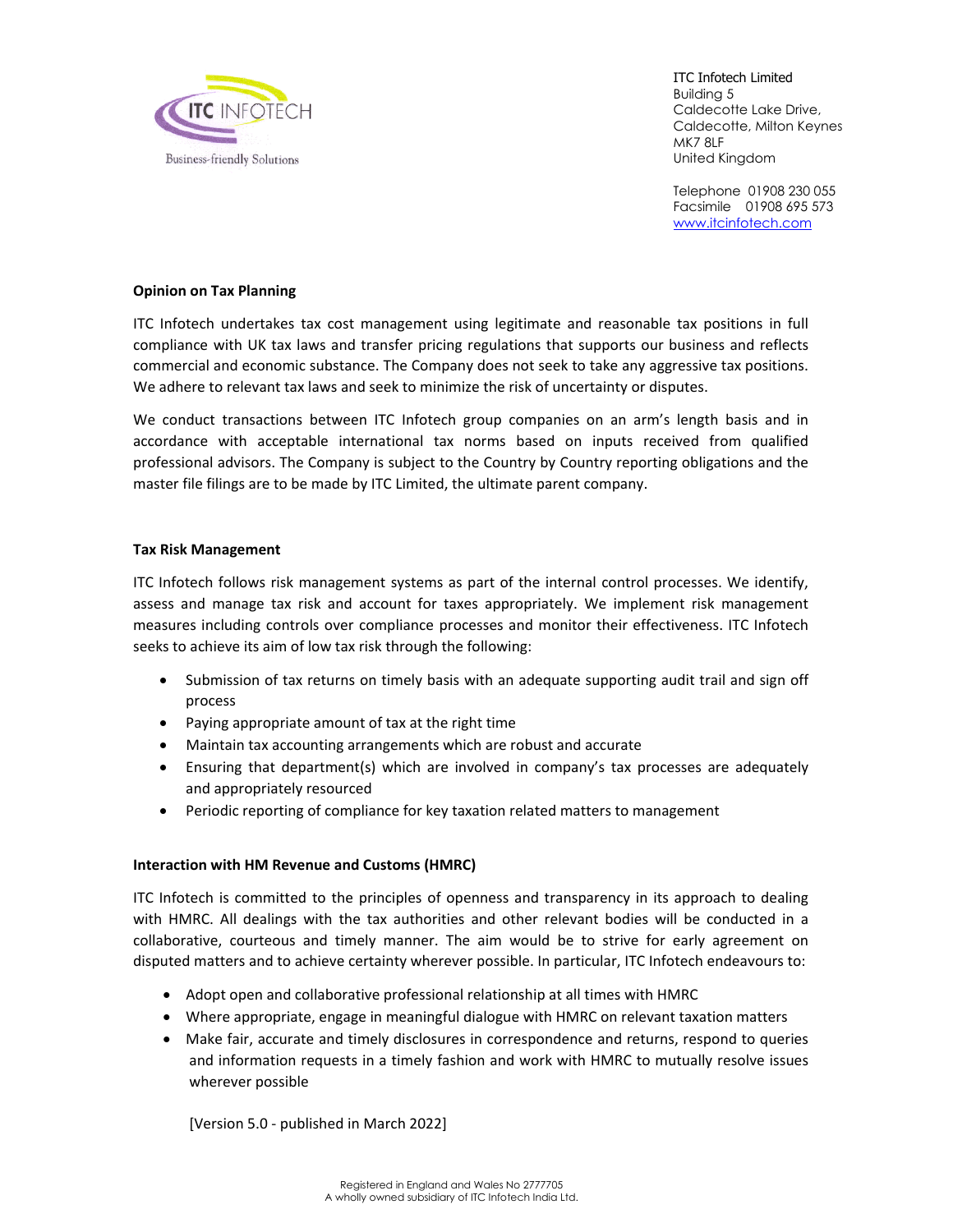ITC Infotech Limited
Building 5
Caldecotte Lake Drive,
Caldecotte, Milton Keynes
MK7 8LF
United Kingdom

Telephone 01908 230 055
Facsimile 01908 695 573
www.itcinfotech.com

**Opinion on Tax Planning**

ITC Infotech undertakes tax cost management using legitimate and reasonable tax positions in full compliance with UK tax laws and transfer pricing regulations that supports our business and reflects commercial and economic substance. The Company does not seek to take any aggressive tax positions. We adhere to relevant tax laws and seek to minimize the risk of uncertainty or disputes.

We conduct transactions between ITC Infotech group companies on an arm's length basis and in accordance with acceptable international tax norms based on inputs received from qualified professional advisors. The Company is subject to the Country by Country reporting obligations and the master file filings are to be made by ITC Limited, the ultimate parent company.

**Tax Risk Management**

ITC Infotech follows risk management systems as part of the internal control processes. We identify, assess and manage tax risk and account for taxes appropriately. We implement risk management measures including controls over compliance processes and monitor their effectiveness. ITC Infotech seeks to achieve its aim of low tax risk through the following:

- Submission of tax returns on timely basis with an adequate supporting audit trail and sign off process
- Paying appropriate amount of tax at the right time
- Maintain tax accounting arrangements which are robust and accurate
- Ensuring that department(s) which are involved in company's tax processes are adequately and appropriately resourced
- Periodic reporting of compliance for key taxation related matters to management

**Interaction with HM Revenue and Customs (HMRC)**

ITC Infotech is committed to the principles of openness and transparency in its approach to dealing with HMRC. All dealings with the tax authorities and other relevant bodies will be conducted in a collaborative, courteous and timely manner. The aim would be to strive for early agreement on disputed matters and to achieve certainty wherever possible. In particular, ITC Infotech endeavours to:

- Adopt open and collaborative professional relationship at all times with HMRC
- Where appropriate, engage in meaningful dialogue with HMRC on relevant taxation matters
- Make fair, accurate and timely disclosures in correspondence and returns, respond to queries and information requests in a timely fashion and work with HMRC to mutually resolve issues wherever possible

[Version 5.0 - published in March 2022]

Registered in England and Wales No 2777705
A wholly owned subsidiary of ITC Infotech India Ltd.